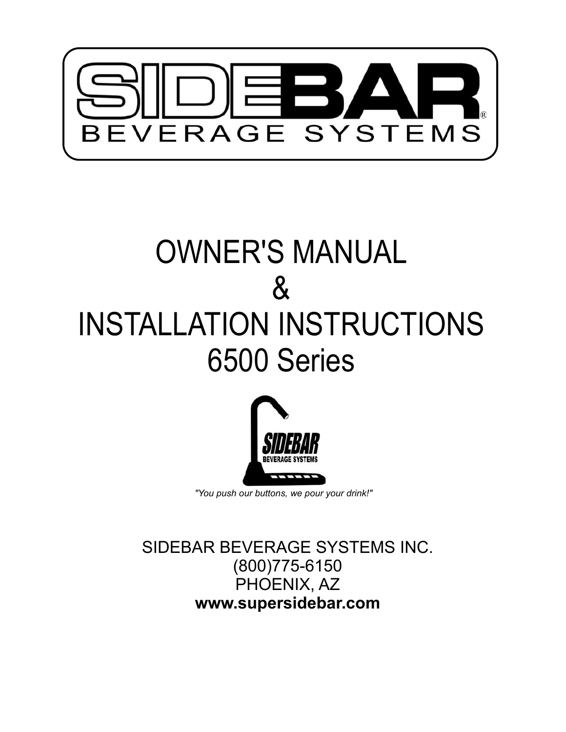# SIDEBAR®

## BEVERAGE SYSTEMS

# OWNER'S MANUAL
# &
# INSTALLATION INSTRUCTIONS
# 6500 Series

SIDEBAR
BEVERAGE SYSTEMS

*"You push our buttons, we pour your drink!"*

SIDEBAR BEVERAGE SYSTEMS INC.
(800)775-6150
PHOENIX, AZ
**www.supersidebar.com**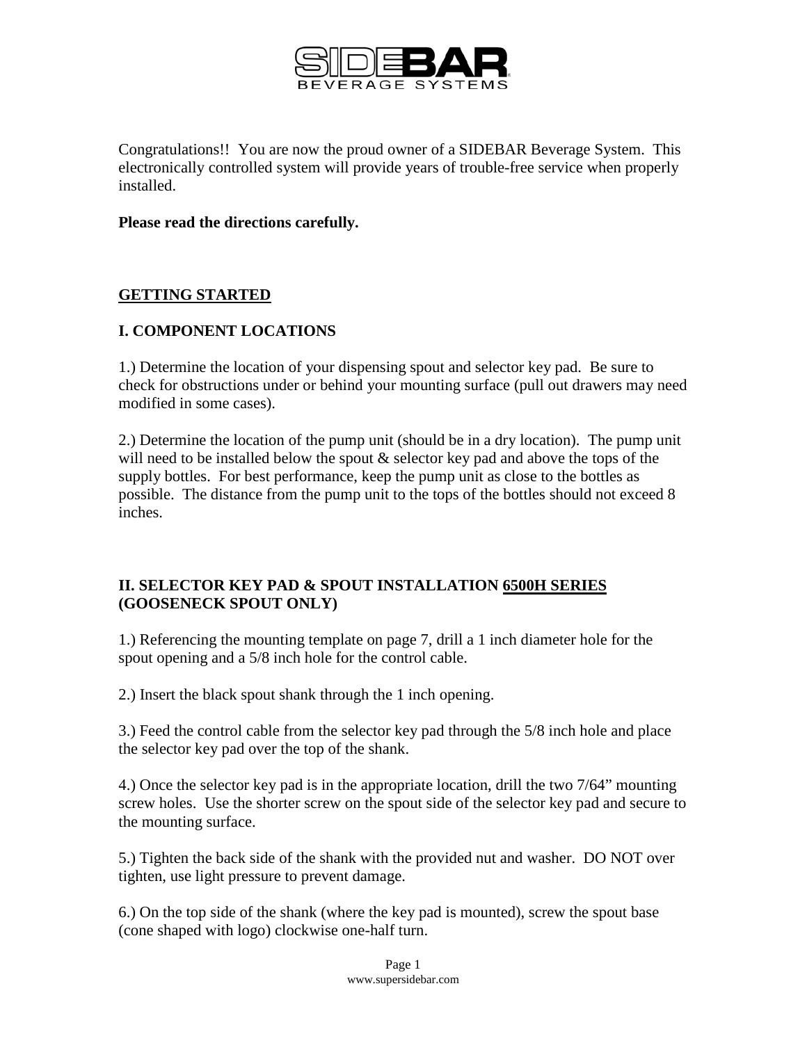Congratulations!! You are now the proud owner of a SIDEBAR Beverage System. This electronically controlled system will provide years of trouble-free service when properly installed.

**Please read the directions carefully.**

## <u>GETTING STARTED</u>

### I. COMPONENT LOCATIONS

1.) Determine the location of your dispensing spout and selector key pad. Be sure to check for obstructions under or behind your mounting surface (pull out drawers may need modified in some cases).

2.) Determine the location of the pump unit (should be in a dry location). The pump unit will need to be installed below the spout & selector key pad and above the tops of the supply bottles. For best performance, keep the pump unit as close to the bottles as possible. The distance from the pump unit to the tops of the bottles should not exceed 8 inches.

### II. SELECTOR KEY PAD & SPOUT INSTALLATION <u>6500H SERIES</u> (GOOSENECK SPOUT ONLY)

1.) Referencing the mounting template on page 7, drill a 1 inch diameter hole for the spout opening and a 5/8 inch hole for the control cable.

2.) Insert the black spout shank through the 1 inch opening.

3.) Feed the control cable from the selector key pad through the 5/8 inch hole and place the selector key pad over the top of the shank.

4.) Once the selector key pad is in the appropriate location, drill the two 7/64" mounting screw holes. Use the shorter screw on the spout side of the selector key pad and secure to the mounting surface.

5.) Tighten the back side of the shank with the provided nut and washer. DO NOT over tighten, use light pressure to prevent damage.

6.) On the top side of the shank (where the key pad is mounted), screw the spout base (cone shaped with logo) clockwise one-half turn.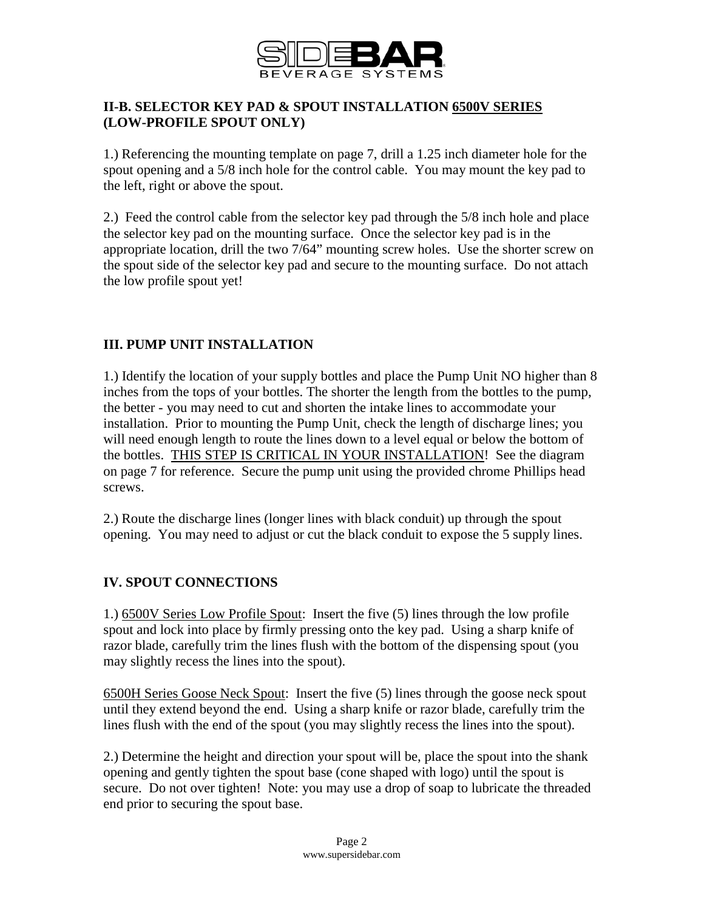## II-B. SELECTOR KEY PAD & SPOUT INSTALLATION 6500V SERIES (LOW-PROFILE SPOUT ONLY)

1.) Referencing the mounting template on page 7, drill a 1.25 inch diameter hole for the spout opening and a 5/8 inch hole for the control cable. You may mount the key pad to the left, right or above the spout.

2.) Feed the control cable from the selector key pad through the 5/8 inch hole and place the selector key pad on the mounting surface. Once the selector key pad is in the appropriate location, drill the two 7/64" mounting screw holes. Use the shorter screw on the spout side of the selector key pad and secure to the mounting surface. Do not attach the low profile spout yet!

## III. PUMP UNIT INSTALLATION

1.) Identify the location of your supply bottles and place the Pump Unit NO higher than 8 inches from the tops of your bottles. The shorter the length from the bottles to the pump, the better - you may need to cut and shorten the intake lines to accommodate your installation. Prior to mounting the Pump Unit, check the length of discharge lines; you will need enough length to route the lines down to a level equal or below the bottom of the bottles. THIS STEP IS CRITICAL IN YOUR INSTALLATION! See the diagram on page 7 for reference. Secure the pump unit using the provided chrome Phillips head screws.

2.) Route the discharge lines (longer lines with black conduit) up through the spout opening. You may need to adjust or cut the black conduit to expose the 5 supply lines.

## IV. SPOUT CONNECTIONS

1.) 6500V Series Low Profile Spout: Insert the five (5) lines through the low profile spout and lock into place by firmly pressing onto the key pad. Using a sharp knife of razor blade, carefully trim the lines flush with the bottom of the dispensing spout (you may slightly recess the lines into the spout).

6500H Series Goose Neck Spout: Insert the five (5) lines through the goose neck spout until they extend beyond the end. Using a sharp knife or razor blade, carefully trim the lines flush with the end of the spout (you may slightly recess the lines into the spout).

2.) Determine the height and direction your spout will be, place the spout into the shank opening and gently tighten the spout base (cone shaped with logo) until the spout is secure. Do not over tighten! Note: you may use a drop of soap to lubricate the threaded end prior to securing the spout base.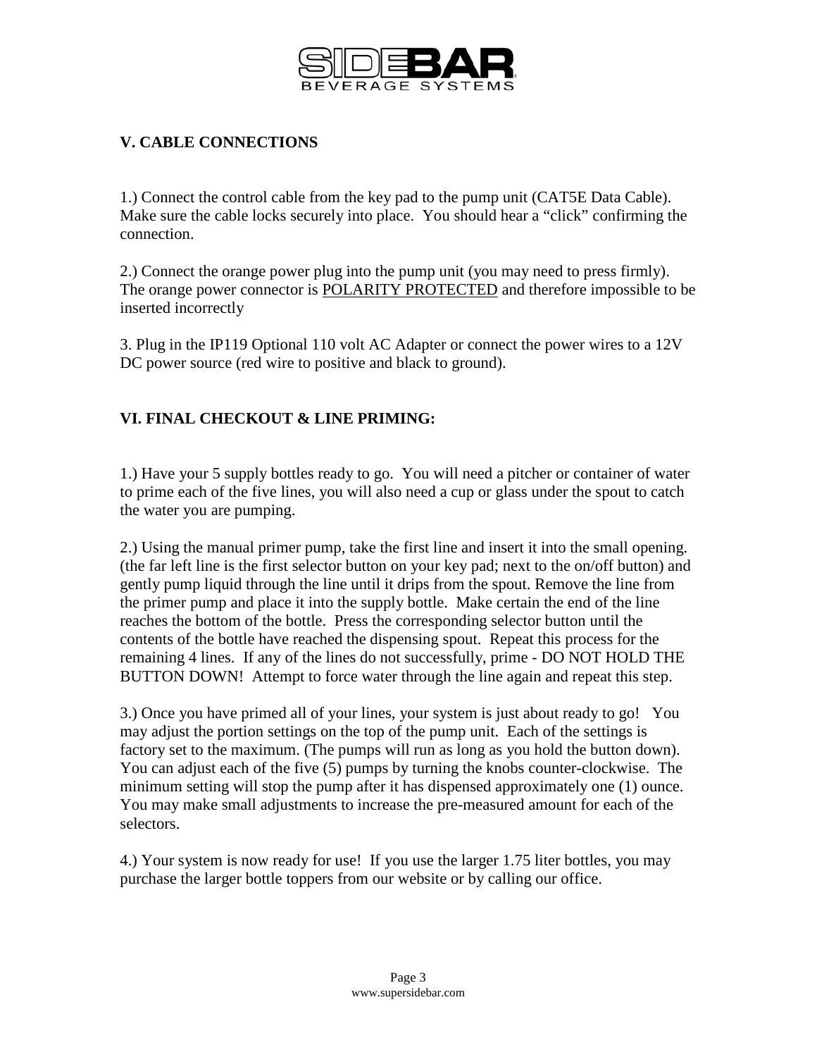## V. CABLE CONNECTIONS

1.) Connect the control cable from the key pad to the pump unit (CAT5E Data Cable). Make sure the cable locks securely into place. You should hear a "click" confirming the connection.

2.) Connect the orange power plug into the pump unit (you may need to press firmly). The orange power connector is <u>POLARITY PROTECTED</u> and therefore impossible to be inserted incorrectly

3. Plug in the IP119 Optional 110 volt AC Adapter or connect the power wires to a 12V DC power source (red wire to positive and black to ground).

## VI. FINAL CHECKOUT & LINE PRIMING:

1.) Have your 5 supply bottles ready to go. You will need a pitcher or container of water to prime each of the five lines, you will also need a cup or glass under the spout to catch the water you are pumping.

2.) Using the manual primer pump, take the first line and insert it into the small opening. (the far left line is the first selector button on your key pad; next to the on/off button) and gently pump liquid through the line until it drips from the spout. Remove the line from the primer pump and place it into the supply bottle. Make certain the end of the line reaches the bottom of the bottle. Press the corresponding selector button until the contents of the bottle have reached the dispensing spout. Repeat this process for the remaining 4 lines. If any of the lines do not successfully, prime - DO NOT HOLD THE BUTTON DOWN! Attempt to force water through the line again and repeat this step.

3.) Once you have primed all of your lines, your system is just about ready to go! You may adjust the portion settings on the top of the pump unit. Each of the settings is factory set to the maximum. (The pumps will run as long as you hold the button down). You can adjust each of the five (5) pumps by turning the knobs counter-clockwise. The minimum setting will stop the pump after it has dispensed approximately one (1) ounce. You may make small adjustments to increase the pre-measured amount for each of the selectors.

4.) Your system is now ready for use! If you use the larger 1.75 liter bottles, you may purchase the larger bottle toppers from our website or by calling our office.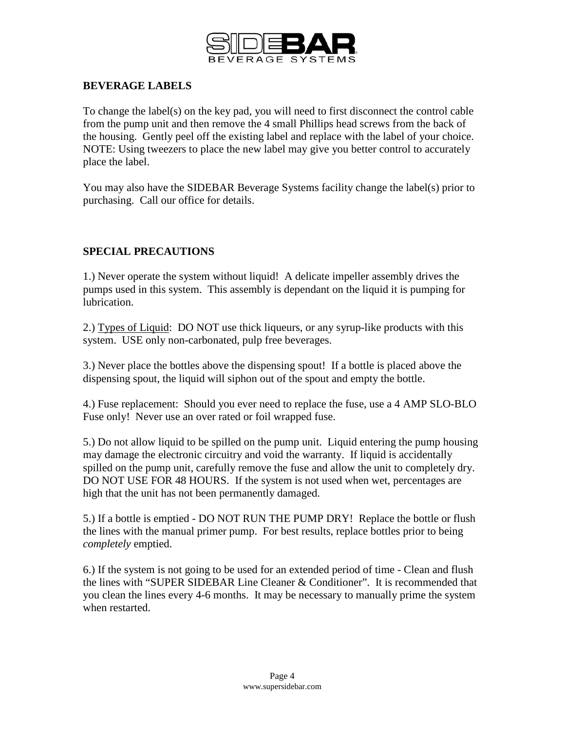## BEVERAGE LABELS

To change the label(s) on the key pad, you will need to first disconnect the control cable from the pump unit and then remove the 4 small Phillips head screws from the back of the housing. Gently peel off the existing label and replace with the label of your choice. NOTE: Using tweezers to place the new label may give you better control to accurately place the label.

You may also have the SIDEBAR Beverage Systems facility change the label(s) prior to purchasing. Call our office for details.

## SPECIAL PRECAUTIONS

1.) Never operate the system without liquid! A delicate impeller assembly drives the pumps used in this system. This assembly is dependant on the liquid it is pumping for lubrication.

2.) Types of Liquid: DO NOT use thick liqueurs, or any syrup-like products with this system. USE only non-carbonated, pulp free beverages.

3.) Never place the bottles above the dispensing spout! If a bottle is placed above the dispensing spout, the liquid will siphon out of the spout and empty the bottle.

4.) Fuse replacement: Should you ever need to replace the fuse, use a 4 AMP SLO-BLO Fuse only! Never use an over rated or foil wrapped fuse.

5.) Do not allow liquid to be spilled on the pump unit. Liquid entering the pump housing may damage the electronic circuitry and void the warranty. If liquid is accidentally spilled on the pump unit, carefully remove the fuse and allow the unit to completely dry. DO NOT USE FOR 48 HOURS. If the system is not used when wet, percentages are high that the unit has not been permanently damaged.

5.) If a bottle is emptied - DO NOT RUN THE PUMP DRY! Replace the bottle or flush the lines with the manual primer pump. For best results, replace bottles prior to being *completely* emptied.

6.) If the system is not going to be used for an extended period of time - Clean and flush the lines with "SUPER SIDEBAR Line Cleaner & Conditioner". It is recommended that you clean the lines every 4-6 months. It may be necessary to manually prime the system when restarted.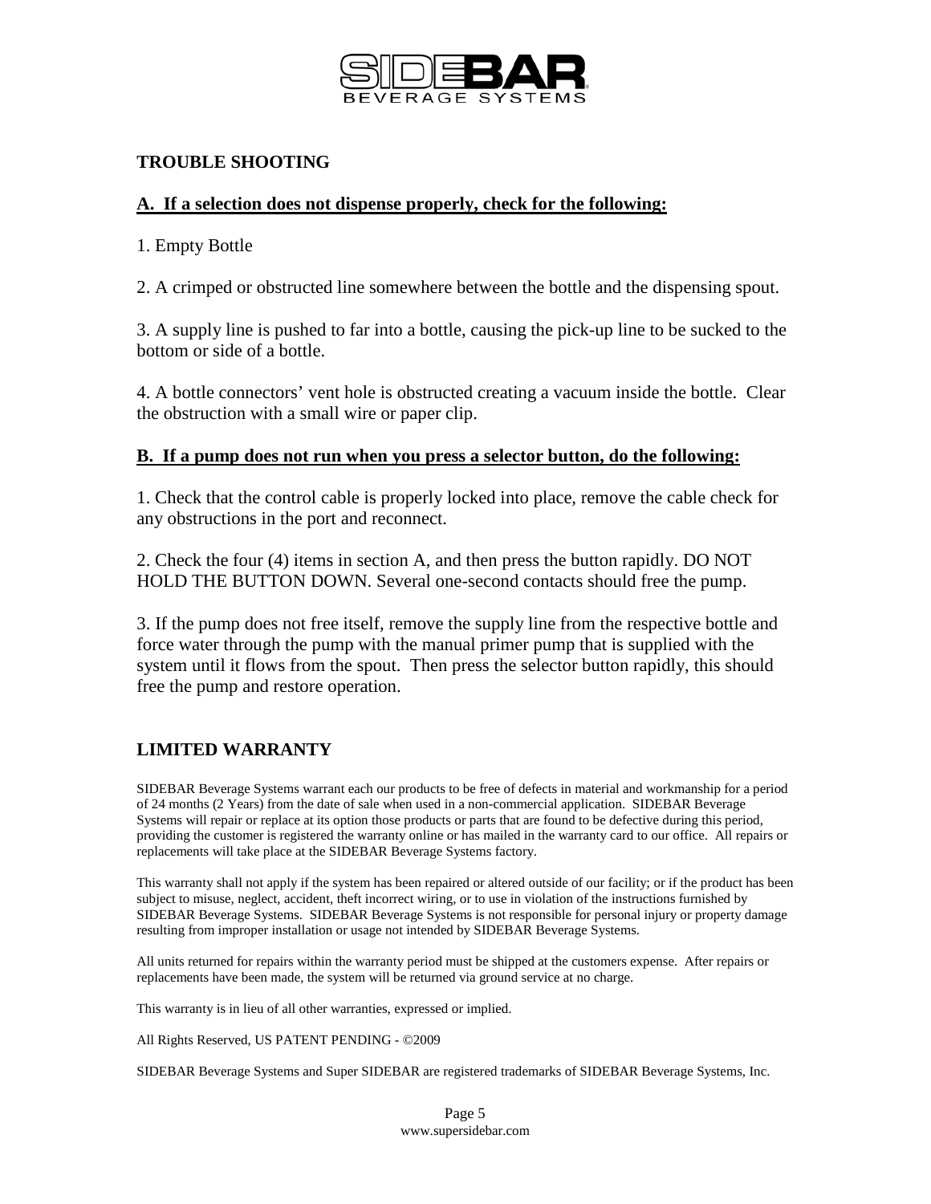## TROUBLE SHOOTING

### A. If a selection does not dispense properly, check for the following:

1. Empty Bottle

2. A crimped or obstructed line somewhere between the bottle and the dispensing spout.

3. A supply line is pushed to far into a bottle, causing the pick-up line to be sucked to the bottom or side of a bottle.

4. A bottle connectors' vent hole is obstructed creating a vacuum inside the bottle. Clear the obstruction with a small wire or paper clip.

### B. If a pump does not run when you press a selector button, do the following:

1. Check that the control cable is properly locked into place, remove the cable check for any obstructions in the port and reconnect.

2. Check the four (4) items in section A, and then press the button rapidly. DO NOT HOLD THE BUTTON DOWN. Several one-second contacts should free the pump.

3. If the pump does not free itself, remove the supply line from the respective bottle and force water through the pump with the manual primer pump that is supplied with the system until it flows from the spout. Then press the selector button rapidly, this should free the pump and restore operation.

## LIMITED WARRANTY

SIDEBAR Beverage Systems warrant each our products to be free of defects in material and workmanship for a period of 24 months (2 Years) from the date of sale when used in a non-commercial application. SIDEBAR Beverage Systems will repair or replace at its option those products or parts that are found to be defective during this period, providing the customer is registered the warranty online or has mailed in the warranty card to our office. All repairs or replacements will take place at the SIDEBAR Beverage Systems factory.

This warranty shall not apply if the system has been repaired or altered outside of our facility; or if the product has been subject to misuse, neglect, accident, theft incorrect wiring, or to use in violation of the instructions furnished by SIDEBAR Beverage Systems. SIDEBAR Beverage Systems is not responsible for personal injury or property damage resulting from improper installation or usage not intended by SIDEBAR Beverage Systems.

All units returned for repairs within the warranty period must be shipped at the customers expense. After repairs or replacements have been made, the system will be returned via ground service at no charge.

This warranty is in lieu of all other warranties, expressed or implied.

All Rights Reserved, US PATENT PENDING - ©2009

SIDEBAR Beverage Systems and Super SIDEBAR are registered trademarks of SIDEBAR Beverage Systems, Inc.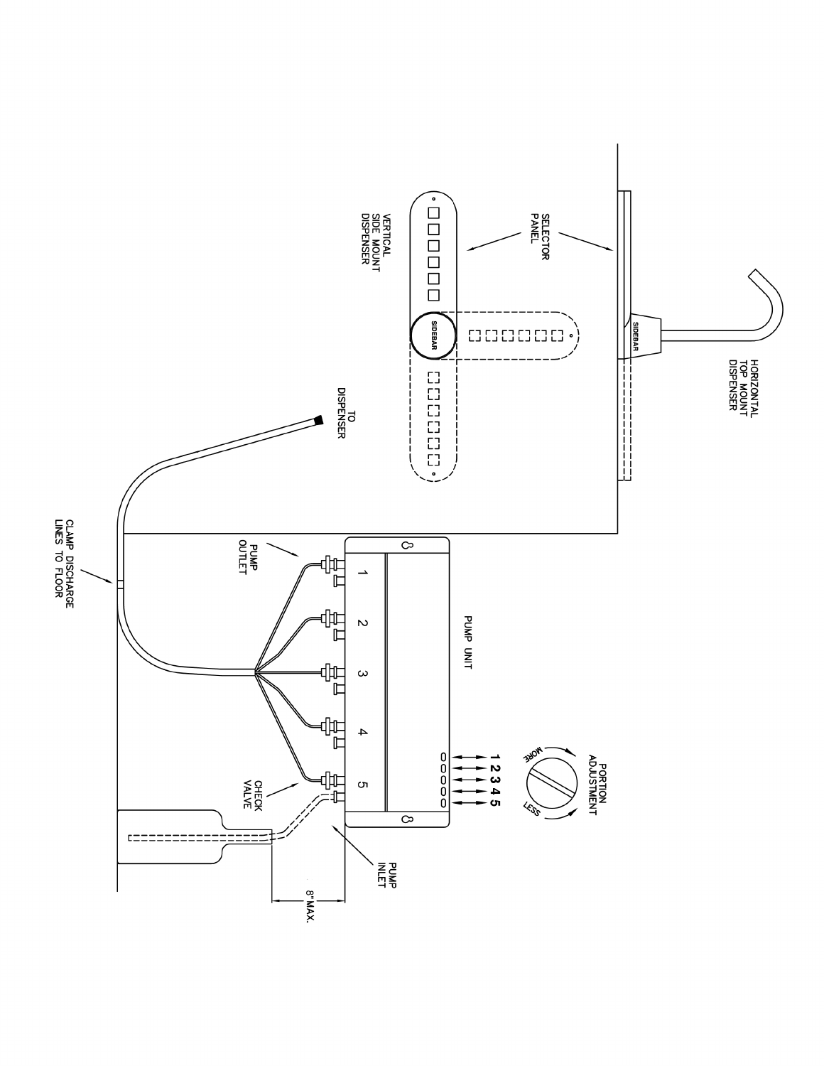HORIZONTAL TOP MOUNT DISPENSER

SELECTOR PANEL

VERTICAL SIDE MOUNT DISPENSER

SIDEBAR

SIDEBAR

TO DISPENSER

PUMP UNIT

PUMP OUTLET

1 2 3 4 5

CHECK VALVE

PUMP INLET

8" MAX.

CLAMP DISCHARGE LINES TO FLOOR

PORTION ADJUSTMENT

MORE

LESS

1 2 3 4 5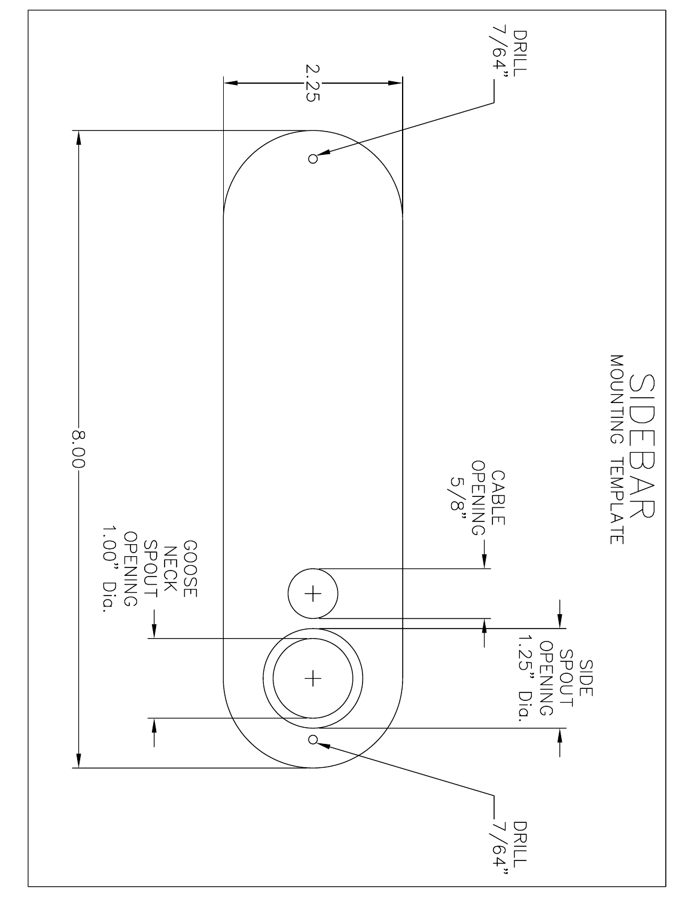# SIDEBAR

MOUNTING TEMPLATE

DRILL 7/64"

2.25

8.00

CABLE OPENING 5/8"

GOOSE NECK SPOUT OPENING 1.00" Dia.

SIDE SPOUT OPENING 1.25" Dia.

DRILL 7/64"